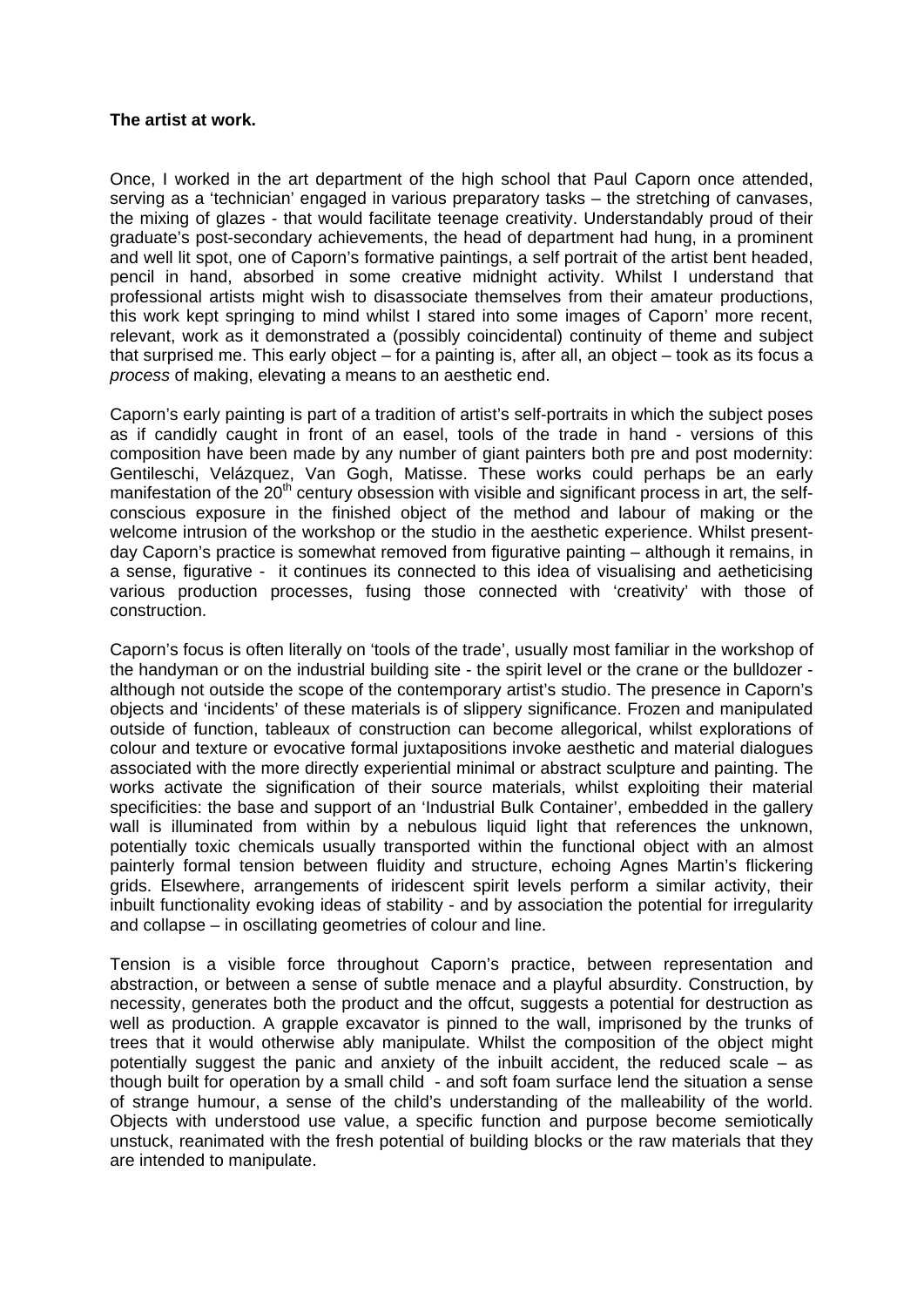**The artist at work.**

Once, I worked in the art department of the high school that Paul Caporn once attended, serving as a 'technician' engaged in various preparatory tasks – the stretching of canvases, the mixing of glazes - that would facilitate teenage creativity. Understandably proud of their graduate's post-secondary achievements, the head of department had hung, in a prominent and well lit spot, one of Caporn's formative paintings, a self portrait of the artist bent headed, pencil in hand, absorbed in some creative midnight activity. Whilst I understand that professional artists might wish to disassociate themselves from their amateur productions, this work kept springing to mind whilst I stared into some images of Caporn' more recent, relevant, work as it demonstrated a (possibly coincidental) continuity of theme and subject that surprised me. This early object – for a painting is, after all, an object – took as its focus a *process* of making, elevating a means to an aesthetic end.

Caporn's early painting is part of a tradition of artist's self-portraits in which the subject poses as if candidly caught in front of an easel, tools of the trade in hand - versions of this composition have been made by any number of giant painters both pre and post modernity: Gentileschi, Velázquez, Van Gogh, Matisse. These works could perhaps be an early manifestation of the 20th century obsession with visible and significant process in art, the self-conscious exposure in the finished object of the method and labour of making or the welcome intrusion of the workshop or the studio in the aesthetic experience. Whilst present-day Caporn's practice is somewhat removed from figurative painting – although it remains, in a sense, figurative - it continues its connected to this idea of visualising and aetheticising various production processes, fusing those connected with 'creativity' with those of construction.

Caporn's focus is often literally on 'tools of the trade', usually most familiar in the workshop of the handyman or on the industrial building site - the spirit level or the crane or the bulldozer - although not outside the scope of the contemporary artist's studio. The presence in Caporn's objects and 'incidents' of these materials is of slippery significance. Frozen and manipulated outside of function, tableaux of construction can become allegorical, whilst explorations of colour and texture or evocative formal juxtapositions invoke aesthetic and material dialogues associated with the more directly experiential minimal or abstract sculpture and painting. The works activate the signification of their source materials, whilst exploiting their material specificities: the base and support of an 'Industrial Bulk Container', embedded in the gallery wall is illuminated from within by a nebulous liquid light that references the unknown, potentially toxic chemicals usually transported within the functional object with an almost painterly formal tension between fluidity and structure, echoing Agnes Martin's flickering grids. Elsewhere, arrangements of iridescent spirit levels perform a similar activity, their inbuilt functionality evoking ideas of stability - and by association the potential for irregularity and collapse – in oscillating geometries of colour and line.

Tension is a visible force throughout Caporn's practice, between representation and abstraction, or between a sense of subtle menace and a playful absurdity. Construction, by necessity, generates both the product and the offcut, suggests a potential for destruction as well as production. A grapple excavator is pinned to the wall, imprisoned by the trunks of trees that it would otherwise ably manipulate. Whilst the composition of the object might potentially suggest the panic and anxiety of the inbuilt accident, the reduced scale – as though built for operation by a small child - and soft foam surface lend the situation a sense of strange humour, a sense of the child's understanding of the malleability of the world. Objects with understood use value, a specific function and purpose become semiotically unstuck, reanimated with the fresh potential of building blocks or the raw materials that they are intended to manipulate.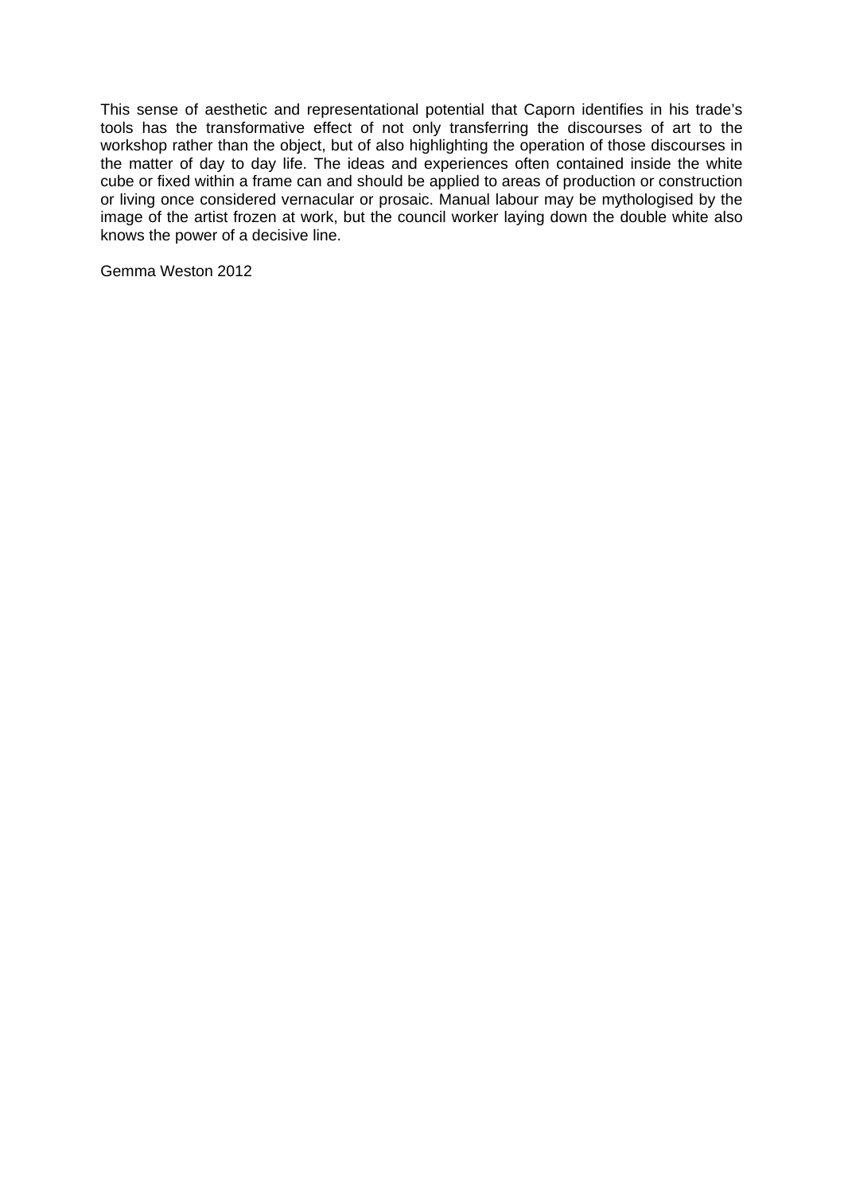This sense of aesthetic and representational potential that Caporn identifies in his trade's tools has the transformative effect of not only transferring the discourses of art to the workshop rather than the object, but of also highlighting the operation of those discourses in the matter of day to day life. The ideas and experiences often contained inside the white cube or fixed within a frame can and should be applied to areas of production or construction or living once considered vernacular or prosaic. Manual labour may be mythologised by the image of the artist frozen at work, but the council worker laying down the double white also knows the power of a decisive line.

Gemma Weston 2012